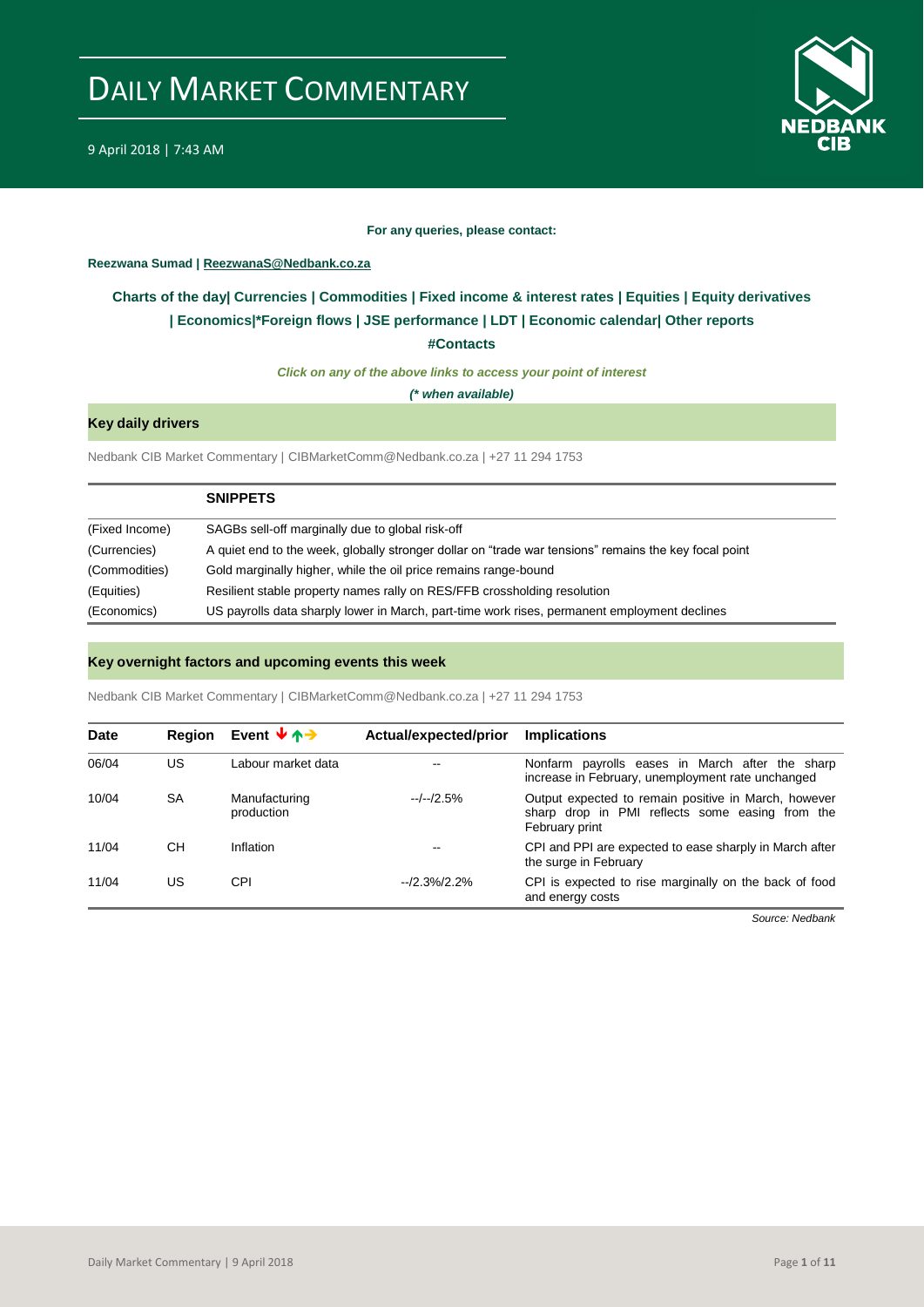# DAILY MARKET COMMENTARY

9 April 2018 | 7:43 AM

**For any queries, please contact:**

**Reezwana Sumad | ReezwanaS@Nedbank.co.za**

**Charts of the day| Currencies | Commodities | Fixed income & interest rates | Equities | Equity derivatives | Economics|*Foreign flows | JSE performance | LDT | Economic calendar| Other reports**

**#Contacts**

***Click on any of the above links to access your point of interest***

***(* when available)***

## Key daily drivers

Nedbank CIB Market Commentary | CIBMarketComm@Nedbank.co.za | +27 11 294 1753

| | SNIPPETS |
|---|---|
| (Fixed Income) | SAGBs sell-off marginally due to global risk-off |
| (Currencies) | A quiet end to the week, globally stronger dollar on "trade war tensions" remains the key focal point |
| (Commodities) | Gold marginally higher, while the oil price remains range-bound |
| (Equities) | Resilient stable property names rally on RES/FFB crossholding resolution |
| (Economics) | US payrolls data sharply lower in March, part-time work rises, permanent employment declines |

## Key overnight factors and upcoming events this week

Nedbank CIB Market Commentary | CIBMarketComm@Nedbank.co.za | +27 11 294 1753

| Date | Region | Event | Actual/expected/prior | Implications |
|---|---|---|---|---|
| 06/04 | US | Labour market data | -- | Nonfarm payrolls eases in March after the sharp increase in February, unemployment rate unchanged |
| 10/04 | SA | Manufacturing production | --/--/2.5% | Output expected to remain positive in March, however sharp drop in PMI reflects some easing from the February print |
| 11/04 | CH | Inflation | -- | CPI and PPI are expected to ease sharply in March after the surge in February |
| 11/04 | US | CPI | --/2.3%/2.2% | CPI is expected to rise marginally on the back of food and energy costs |

*Source: Nedbank*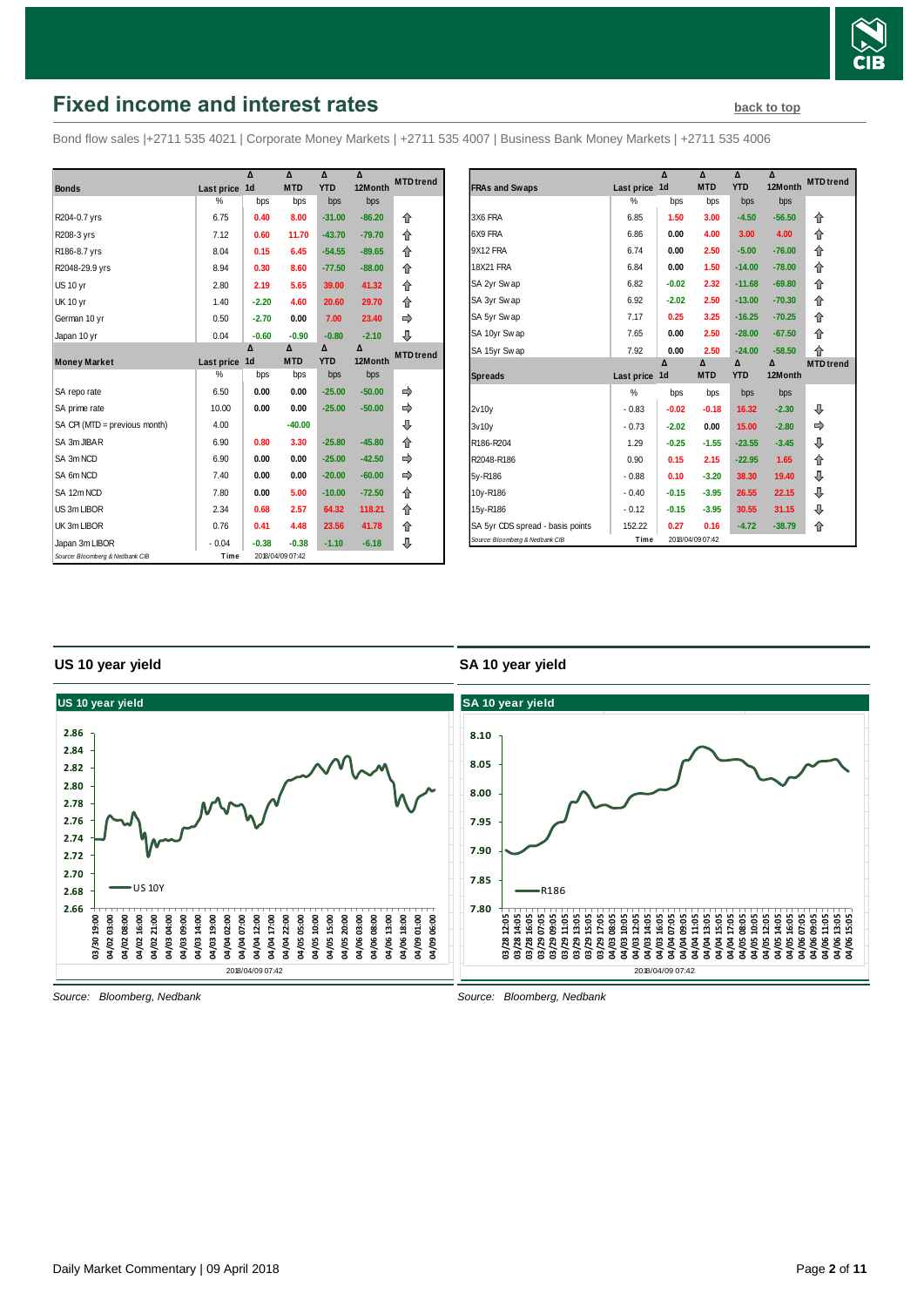## Fixed income and interest rates

back to top

Bond flow sales |+2711 535 4021 | Corporate Money Markets | +2711 535 4007 | Business Bank Money Markets | +2711 535 4006

| Bonds | Last price | Δ 1d | Δ MTD | Δ YTD | Δ 12Month | MTD trend |
|---|---|---|---|---|---|---|
| | % | bps | bps | bps | bps | |
| R204-0.7 yrs | 6.75 | 0.40 | 8.00 | -31.00 | -86.20 | ⇧ |
| R208-3 yrs | 7.12 | 0.60 | 11.70 | -43.70 | -79.70 | ⇧ |
| R186-8.7 yrs | 8.04 | 0.15 | 6.45 | -54.55 | -89.65 | ⇧ |
| R2048-29.9 yrs | 8.94 | 0.30 | 8.60 | -77.50 | -88.00 | ⇧ |
| US 10 yr | 2.80 | 2.19 | 5.65 | 39.00 | 41.32 | ⇧ |
| UK 10 yr | 1.40 | -2.20 | 4.60 | 20.60 | 29.70 | ⇧ |
| German 10 yr | 0.50 | -2.70 | 0.00 | 7.00 | 23.40 | ⇨ |
| Japan 10 yr | 0.04 | -0.60 | -0.90 | -0.80 | -2.10 | ⇩ |

| Money Market | Last price | Δ 1d | Δ MTD | Δ YTD | Δ 12Month | MTD trend |
|---|---|---|---|---|---|---|
| | % | bps | bps | bps | bps | |
| SA repo rate | 6.50 | 0.00 | 0.00 | -25.00 | -50.00 | ⇨ |
| SA prime rate | 10.00 | 0.00 | 0.00 | -25.00 | -50.00 | ⇨ |
| SA CPI (MTD = previous month) | 4.00 | | -40.00 | | | ⇩ |
| SA 3m JIBAR | 6.90 | 0.80 | 3.30 | -25.80 | -45.80 | ⇧ |
| SA 3m NCD | 6.90 | 0.00 | 0.00 | -25.00 | -42.50 | ⇨ |
| SA 6m NCD | 7.40 | 0.00 | 0.00 | -20.00 | -60.00 | ⇨ |
| SA 12m NCD | 7.80 | 0.00 | 5.00 | -10.00 | -72.50 | ⇧ |
| US 3m LIBOR | 2.34 | 0.68 | 2.57 | 64.32 | 118.21 | ⇧ |
| UK 3m LIBOR | 0.76 | 0.41 | 4.48 | 23.56 | 41.78 | ⇧ |
| Japan 3m LIBOR | -0.04 | -0.38 | -0.38 | -1.10 | -6.18 | ⇩ |

Source: Bloomberg & Nedbank CIB | Time 2018/04/09 07:42

| FRAs and Swaps | Last price | Δ 1d | Δ MTD | Δ YTD | Δ 12Month | MTD trend |
|---|---|---|---|---|---|---|
| | % | bps | bps | bps | bps | |
| 3X6 FRA | 6.85 | 1.50 | 3.00 | -4.50 | -56.50 | ⇧ |
| 6X9 FRA | 6.86 | 0.00 | 4.00 | 3.00 | 4.00 | ⇧ |
| 9X12 FRA | 6.74 | 0.00 | 2.50 | -5.00 | -76.00 | ⇧ |
| 18X21 FRA | 6.84 | 0.00 | 1.50 | -14.00 | -78.00 | ⇧ |
| SA 2yr Swap | 6.82 | -0.02 | 2.32 | -11.68 | -69.80 | ⇧ |
| SA 3yr Swap | 6.92 | -2.02 | 2.50 | -13.00 | -70.30 | ⇧ |
| SA 5yr Swap | 7.17 | 0.25 | 3.25 | -16.25 | -70.25 | ⇧ |
| SA 10yr Swap | 7.65 | 0.00 | 2.50 | -28.00 | -67.50 | ⇧ |
| SA 15yr Swap | 7.92 | 0.00 | 2.50 | -24.00 | -58.50 | ⇧ |

| Spreads | Last price | Δ 1d | Δ MTD | Δ YTD | Δ 12Month | MTD trend |
|---|---|---|---|---|---|---|
| | % | bps | bps | bps | bps | |
| 2v10y | -0.83 | -0.02 | -0.18 | 16.32 | -2.30 | ⇩ |
| 3v10y | -0.73 | -2.02 | 0.00 | 15.00 | -2.80 | ⇨ |
| R186-R204 | 1.29 | -0.25 | -1.55 | -23.55 | -3.45 | ⇩ |
| R2048-R186 | 0.90 | 0.15 | 2.15 | -22.95 | 1.65 | ⇧ |
| 5y-R186 | -0.88 | 0.10 | -3.20 | 38.30 | 19.40 | ⇩ |
| 10y-R186 | -0.40 | -0.15 | -3.95 | 26.55 | 22.15 | ⇩ |
| 15y-R186 | -0.12 | -0.15 | -3.95 | 30.55 | 31.15 | ⇩ |
| SA 5yr CDS spread - basis points | 152.22 | 0.27 | 0.16 | -4.72 | -38.79 | ⇧ |

Source: Bloomberg & Nedbank CIB | Time 2018/04/09 07:42

### US 10 year yield

Source: Bloomberg, Nedbank

### SA 10 year yield

Source: Bloomberg, Nedbank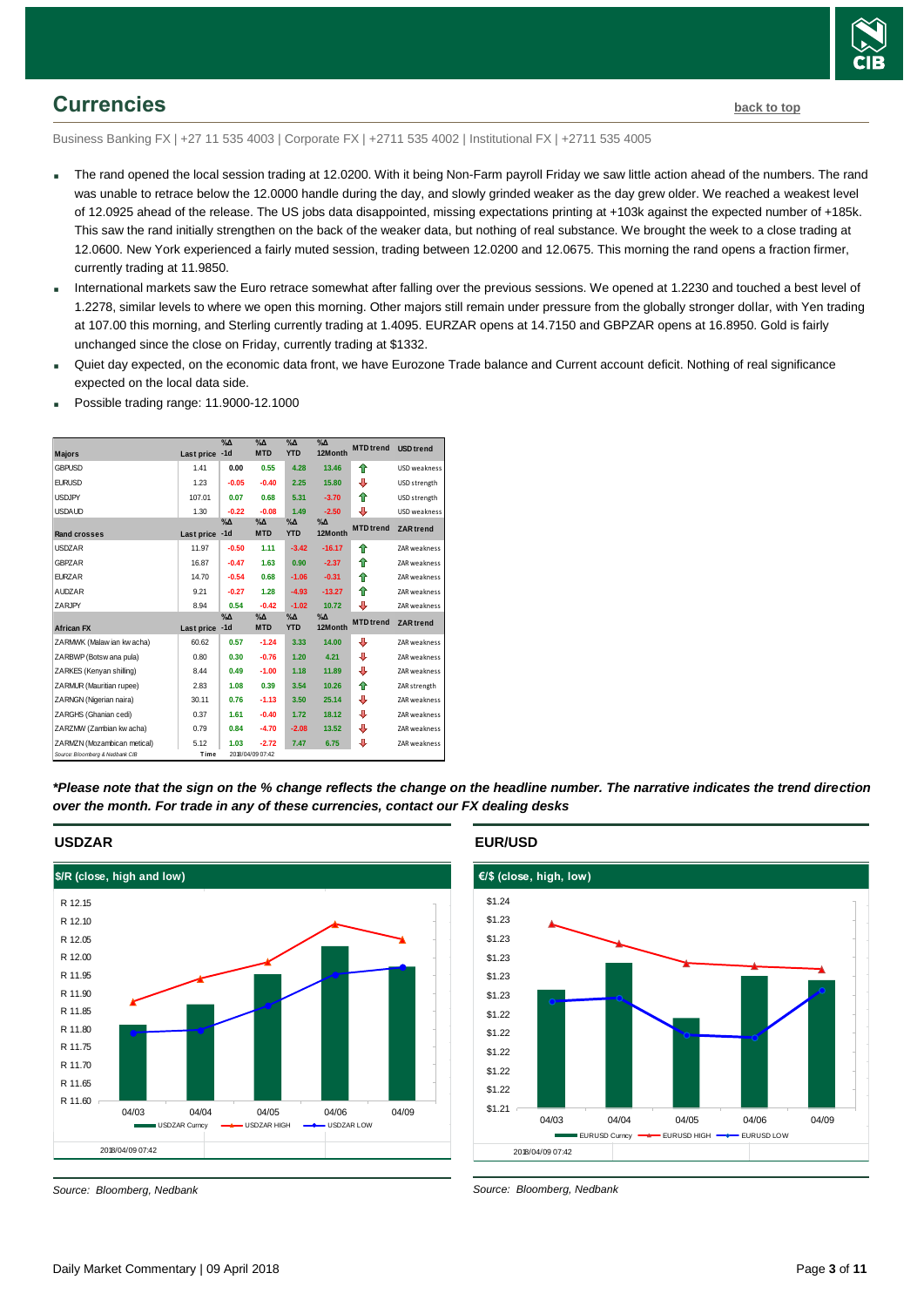## Currencies

back to top

Business Banking FX | +27 11 535 4003 | Corporate FX | +2711 535 4002 | Institutional FX | +2711 535 4005

- The rand opened the local session trading at 12.0200. With it being Non-Farm payroll Friday we saw little action ahead of the numbers. The rand was unable to retrace below the 12.0000 handle during the day, and slowly grinded weaker as the day grew older. We reached a weakest level of 12.0925 ahead of the release. The US jobs data disappointed, missing expectations printing at +103k against the expected number of +185k. This saw the rand initially strengthen on the back of the weaker data, but nothing of real substance. We brought the week to a close trading at 12.0600. New York experienced a fairly muted session, trading between 12.0200 and 12.0675. This morning the rand opens a fraction firmer, currently trading at 11.9850.
- International markets saw the Euro retrace somewhat after falling over the previous sessions. We opened at 1.2230 and touched a best level of 1.2278, similar levels to where we open this morning. Other majors still remain under pressure from the globally stronger dollar, with Yen trading at 107.00 this morning, and Sterling currently trading at 1.4095. EURZAR opens at 14.7150 and GBPZAR opens at 16.8950. Gold is fairly unchanged since the close on Friday, currently trading at $1332.
- Quiet day expected, on the economic data front, we have Eurozone Trade balance and Current account deficit. Nothing of real significance expected on the local data side.
- Possible trading range: 11.9000-12.1000

| Majors | Last price | %Δ -1d | %Δ MTD | %Δ YTD | %Δ 12Month | MTD trend | USD trend |
|---|---|---|---|---|---|---|---|
| GBPUSD | 1.41 | 0.00 | 0.55 | 4.28 | 13.46 | ⇑ | USD weakness |
| EURUSD | 1.23 | -0.05 | -0.40 | 2.25 | 15.80 | ⇓ | USD strength |
| USDJPY | 107.01 | 0.07 | 0.68 | 5.31 | -3.70 | ⇑ | USD strength |
| USDAUD | 1.30 | -0.22 | -0.08 | 1.49 | -2.50 | ⇓ | USD weakness |
| **Rand crosses** | **Last price** | **%Δ -1d** | **%Δ MTD** | **%Δ YTD** | **%Δ 12Month** | **MTD trend** | **ZAR trend** |
| USDZAR | 11.97 | -0.50 | 1.11 | -3.42 | -16.17 | ⇑ | ZAR weakness |
| GBPZAR | 16.87 | -0.47 | 1.63 | 0.90 | -2.37 | ⇑ | ZAR weakness |
| EURZAR | 14.70 | -0.54 | 0.68 | -1.06 | -0.31 | ⇑ | ZAR weakness |
| AUDZAR | 9.21 | -0.27 | 1.28 | -4.93 | -13.27 | ⇑ | ZAR weakness |
| ZARJPY | 8.94 | 0.54 | -0.42 | -1.02 | 10.72 | ⇓ | ZAR weakness |
| **African FX** | **Last price** | **%Δ -1d** | **%Δ MTD** | **%Δ YTD** | **%Δ 12Month** | **MTD trend** | **ZAR trend** |
| ZARMWK (Malawian kwacha) | 60.62 | 0.57 | -1.24 | 3.33 | 14.00 | ⇓ | ZAR weakness |
| ZARBWP (Botswana pula) | 0.80 | 0.30 | -0.76 | 1.20 | 4.21 | ⇓ | ZAR weakness |
| ZARKES (Kenyan shilling) | 8.44 | 0.49 | -1.00 | 1.18 | 11.89 | ⇓ | ZAR weakness |
| ZARMUR (Mauritian rupee) | 2.83 | 1.08 | 0.39 | 3.54 | 10.26 | ⇑ | ZAR strength |
| ZARNGN (Nigerian naira) | 30.11 | 0.76 | -1.13 | 3.50 | 25.14 | ⇓ | ZAR weakness |
| ZARGHS (Ghanian cedi) | 0.37 | 1.61 | -0.40 | 1.72 | 18.12 | ⇓ | ZAR weakness |
| ZARZMW (Zambian kwacha) | 0.79 | 0.84 | -4.70 | -2.08 | 13.52 | ⇓ | ZAR weakness |
| ZARMZN (Mozambican metical) | 5.12 | 1.03 | -2.72 | 7.47 | 6.75 | ⇓ | ZAR weakness |

Source: Bloomberg & Nedbank CIB | Time 2018/04/09 07:42

***Please note that the sign on the % change reflects the change on the headline number. The narrative indicates the trend direction over the month. For trade in any of these currencies, contact our FX dealing desks***

### USDZAR

$/R (close, high and low)

2018/04/09 07:42

Source: Bloomberg, Nedbank

### EUR/USD

€/$ (close, high, low)

2018/04/09 07:42

Source: Bloomberg, Nedbank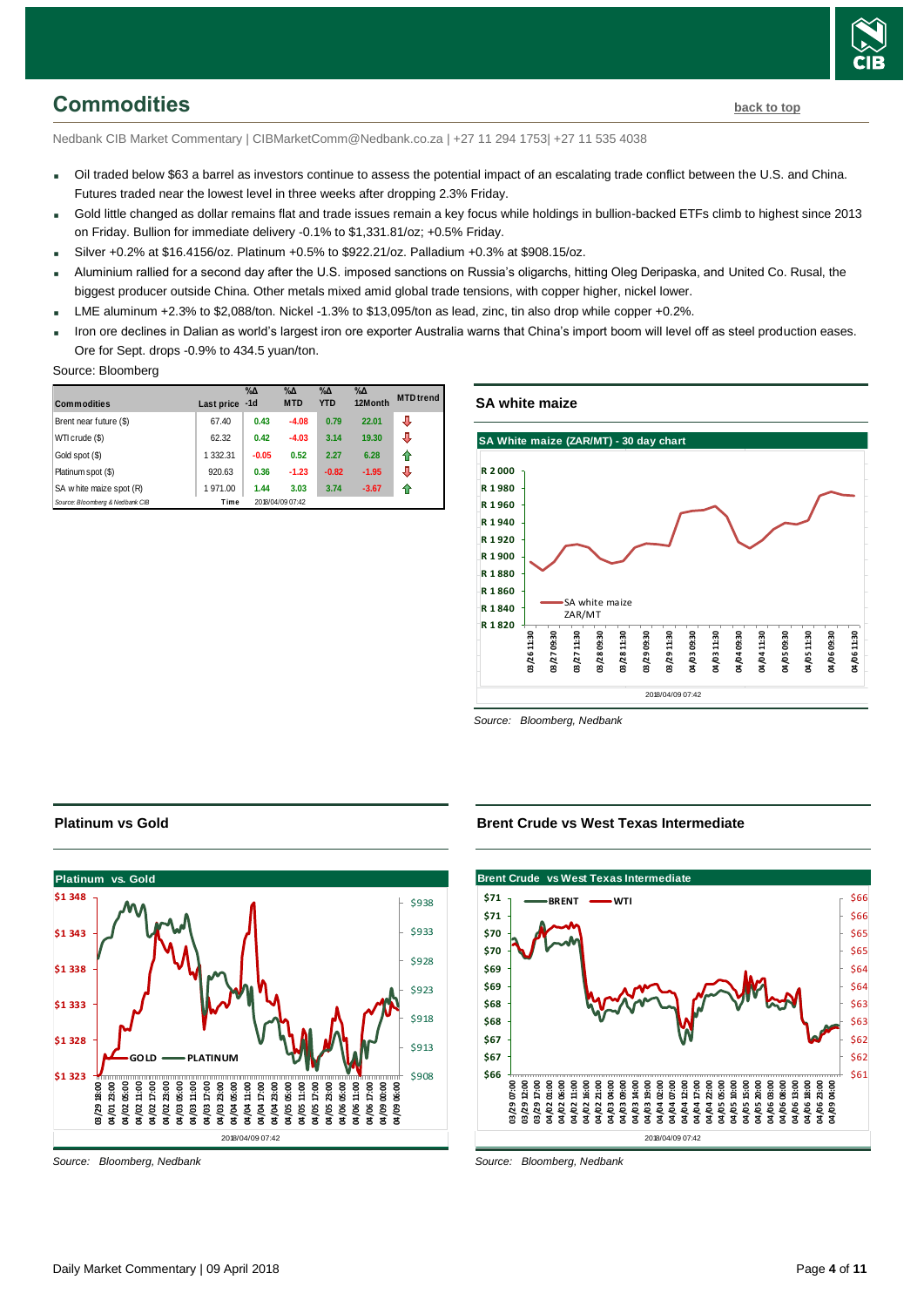# Commodities

back to top

Nedbank CIB Market Commentary | CIBMarketComm@Nedbank.co.za | +27 11 294 1753| +27 11 535 4038

- Oil traded below $63 a barrel as investors continue to assess the potential impact of an escalating trade conflict between the U.S. and China. Futures traded near the lowest level in three weeks after dropping 2.3% Friday.
- Gold little changed as dollar remains flat and trade issues remain a key focus while holdings in bullion-backed ETFs climb to highest since 2013 on Friday. Bullion for immediate delivery -0.1% to $1,331.81/oz; +0.5% Friday.
- Silver +0.2% at $16.4156/oz. Platinum +0.5% to $922.21/oz. Palladium +0.3% at $908.15/oz.
- Aluminium rallied for a second day after the U.S. imposed sanctions on Russia's oligarchs, hitting Oleg Deripaska, and United Co. Rusal, the biggest producer outside China. Other metals mixed amid global trade tensions, with copper higher, nickel lower.
- LME aluminum +2.3% to $2,088/ton. Nickel -1.3% to $13,095/ton as lead, zinc, tin also drop while copper +0.2%.
- Iron ore declines in Dalian as world's largest iron ore exporter Australia warns that China's import boom will level off as steel production eases. Ore for Sept. drops -0.9% to 434.5 yuan/ton.

Source: Bloomberg

| Commodities | Last price | %Δ -1d | %Δ MTD | %Δ YTD | %Δ 12Month | MTD trend |
|---|---|---|---|---|---|---|
| Brent near future ($) | 67.40 | 0.43 | -4.08 | 0.79 | 22.01 | ⇩ |
| WTI crude ($) | 62.32 | 0.42 | -4.03 | 3.14 | 19.30 | ⇩ |
| Gold spot ($) | 1 332.31 | -0.05 | 0.52 | 2.27 | 6.28 | ⇧ |
| Platinum spot ($) | 920.63 | 0.36 | -1.23 | -0.82 | -1.95 | ⇩ |
| SA white maize spot (R) | 1 971.00 | 1.44 | 3.03 | 3.74 | -3.67 | ⇧ |
| Source: Bloomberg & Nedbank CIB | Time | 2018/04/09 07:42 | | | | |

## SA white maize

Source: Bloomberg, Nedbank

## Platinum vs Gold

Source: Bloomberg, Nedbank

## Brent Crude vs West Texas Intermediate

Source: Bloomberg, Nedbank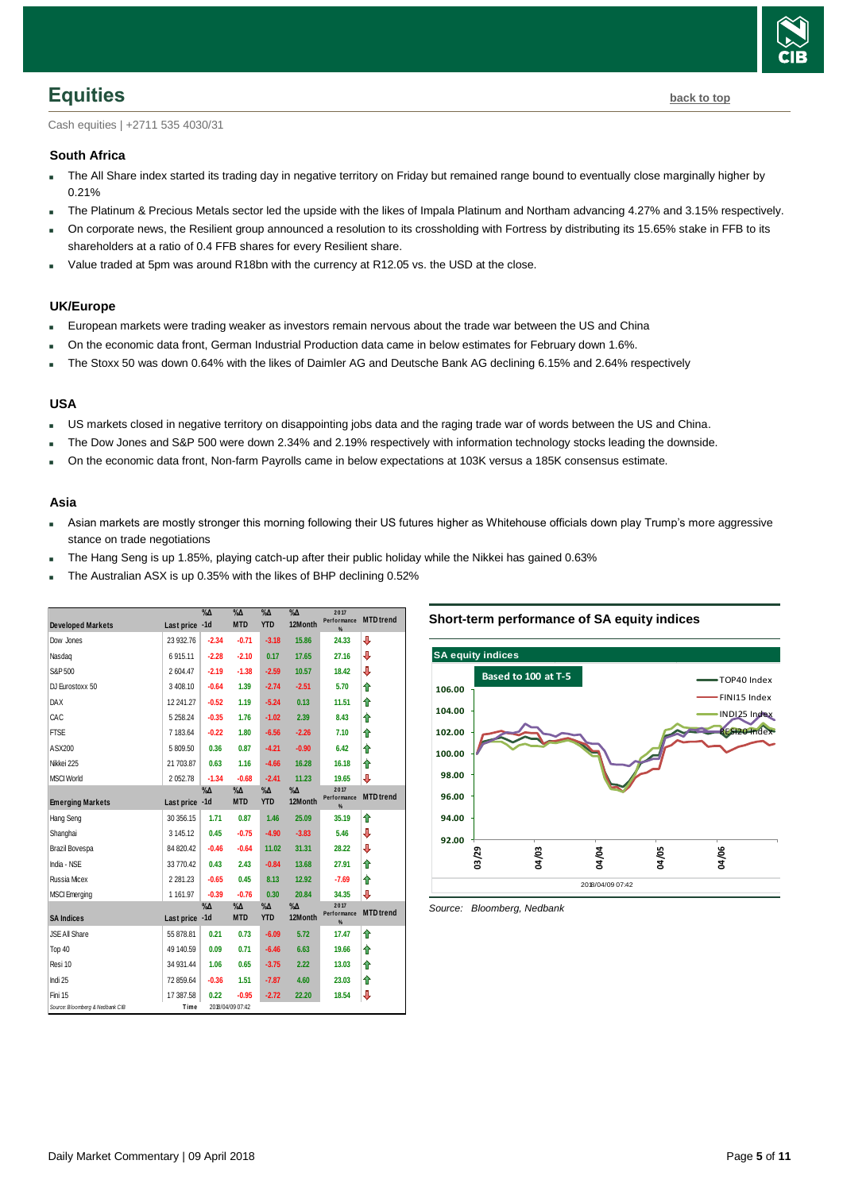## Equities

back to top

Cash equities | +2711 535 4030/31

### South Africa

- The All Share index started its trading day in negative territory on Friday but remained range bound to eventually close marginally higher by 0.21%
- The Platinum & Precious Metals sector led the upside with the likes of Impala Platinum and Northam advancing 4.27% and 3.15% respectively.
- On corporate news, the Resilient group announced a resolution to its crossholding with Fortress by distributing its 15.65% stake in FFB to its shareholders at a ratio of 0.4 FFB shares for every Resilient share.
- Value traded at 5pm was around R18bn with the currency at R12.05 vs. the USD at the close.

### UK/Europe

- European markets were trading weaker as investors remain nervous about the trade war between the US and China
- On the economic data front, German Industrial Production data came in below estimates for February down 1.6%.
- The Stoxx 50 was down 0.64% with the likes of Daimler AG and Deutsche Bank AG declining 6.15% and 2.64% respectively

### USA

- US markets closed in negative territory on disappointing jobs data and the raging trade war of words between the US and China.
- The Dow Jones and S&P 500 were down 2.34% and 2.19% respectively with information technology stocks leading the downside.
- On the economic data front, Non-farm Payrolls came in below expectations at 103K versus a 185K consensus estimate.

### Asia

- Asian markets are mostly stronger this morning following their US futures higher as Whitehouse officials down play Trump's more aggressive stance on trade negotiations
- The Hang Seng is up 1.85%, playing catch-up after their public holiday while the Nikkei has gained 0.63%
- The Australian ASX is up 0.35% with the likes of BHP declining 0.52%

| Developed Markets | Last price | %Δ -1d | %Δ MTD | %Δ YTD | %Δ 12Month | 2017 Performance % | MTD trend |
|---|---|---|---|---|---|---|---|
| Dow Jones | 23 932.76 | -2.34 | -0.71 | -3.18 | 15.86 | 24.33 | ⇩ |
| Nasdaq | 6 915.11 | -2.28 | -2.10 | 0.17 | 17.65 | 27.16 | ⇩ |
| S&P 500 | 2 604.47 | -2.19 | -1.38 | -2.59 | 10.57 | 18.42 | ⇩ |
| DJ Eurostoxx 50 | 3 408.10 | -0.64 | 1.39 | -2.74 | -2.51 | 5.70 | ⇧ |
| DAX | 12 241.27 | -0.52 | 1.19 | -5.24 | 0.13 | 11.51 | ⇧ |
| CAC | 5 258.24 | -0.35 | 1.76 | -1.02 | 2.39 | 8.43 | ⇧ |
| FTSE | 7 183.64 | -0.22 | 1.80 | -6.56 | -2.26 | 7.10 | ⇧ |
| ASX200 | 5 809.50 | 0.36 | 0.87 | -4.21 | -0.90 | 6.42 | ⇧ |
| Nikkei 225 | 21 703.87 | 0.63 | 1.16 | -4.66 | 16.28 | 16.18 | ⇧ |
| MSCI World | 2 052.78 | -1.34 | -0.68 | -2.41 | 11.23 | 19.65 | ⇩ |
| **Emerging Markets** | **Last price** | **%Δ -1d** | **%Δ MTD** | **%Δ YTD** | **%Δ 12Month** | **2017 Performance %** | **MTD trend** |
| Hang Seng | 30 356.15 | 1.71 | 0.87 | 1.46 | 25.09 | 35.19 | ⇧ |
| Shanghai | 3 145.12 | 0.45 | -0.75 | -4.90 | -3.83 | 5.46 | ⇩ |
| Brazil Bovespa | 84 820.42 | -0.46 | -0.64 | 11.02 | 31.31 | 28.22 | ⇩ |
| India - NSE | 33 770.42 | 0.43 | 2.43 | -0.84 | 13.68 | 27.91 | ⇧ |
| Russia Micex | 2 281.23 | -0.65 | 0.45 | 8.13 | 12.92 | -7.69 | ⇧ |
| MSCI Emerging | 1 161.97 | -0.39 | -0.76 | 0.30 | 20.84 | 34.35 | ⇩ |
| **SA Indices** | **Last price** | **%Δ -1d** | **%Δ MTD** | **%Δ YTD** | **%Δ 12Month** | **2017 Performance %** | **MTD trend** |
| JSE All Share | 55 878.81 | 0.21 | 0.73 | -6.09 | 5.72 | 17.47 | ⇧ |
| Top 40 | 49 140.59 | 0.09 | 0.71 | -6.46 | 6.63 | 19.66 | ⇧ |
| Resi 10 | 34 931.44 | 1.06 | 0.65 | -3.75 | 2.22 | 13.03 | ⇧ |
| Indi 25 | 72 859.64 | -0.36 | 1.51 | -7.87 | 4.60 | 23.03 | ⇧ |
| Fini 15 | 17 387.58 | 0.22 | -0.95 | -2.72 | 22.20 | 18.54 | ⇩ |

Source: Bloomberg & Nedbank CIB | Time: 2018/04/09 07:42

**Short-term performance of SA equity indices**

SA equity indices — Based to 100 at T-5 (TOP40 Index, FINI15 Index, INDI25 Index, RESI20 Index) — 2018/04/09 07:42

Source: Bloomberg, Nedbank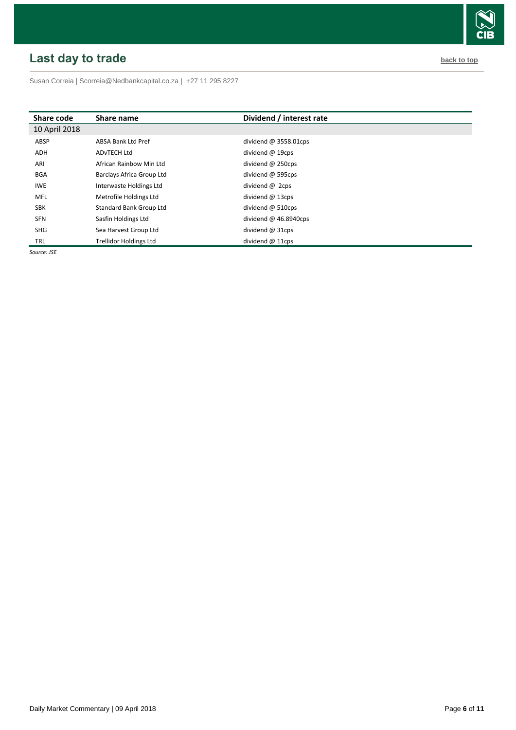## Last day to trade

back to top

Susan Correia | Scorreia@Nedbankcapital.co.za | +27 11 295 8227

| Share code | Share name | Dividend / interest rate |
|---|---|---|
| 10 April 2018 | | |
| ABSP | ABSA Bank Ltd Pref | dividend @ 3558.01cps |
| ADH | ADvTECH Ltd | dividend @ 19cps |
| ARI | African Rainbow Min Ltd | dividend @ 250cps |
| BGA | Barclays Africa Group Ltd | dividend @ 595cps |
| IWE | Interwaste Holdings Ltd | dividend @ 2cps |
| MFL | Metrofile Holdings Ltd | dividend @ 13cps |
| SBK | Standard Bank Group Ltd | dividend @ 510cps |
| SFN | Sasfin Holdings Ltd | dividend @ 46.8940cps |
| SHG | Sea Harvest Group Ltd | dividend @ 31cps |
| TRL | Trellidor Holdings Ltd | dividend @ 11cps |

*Source: JSE*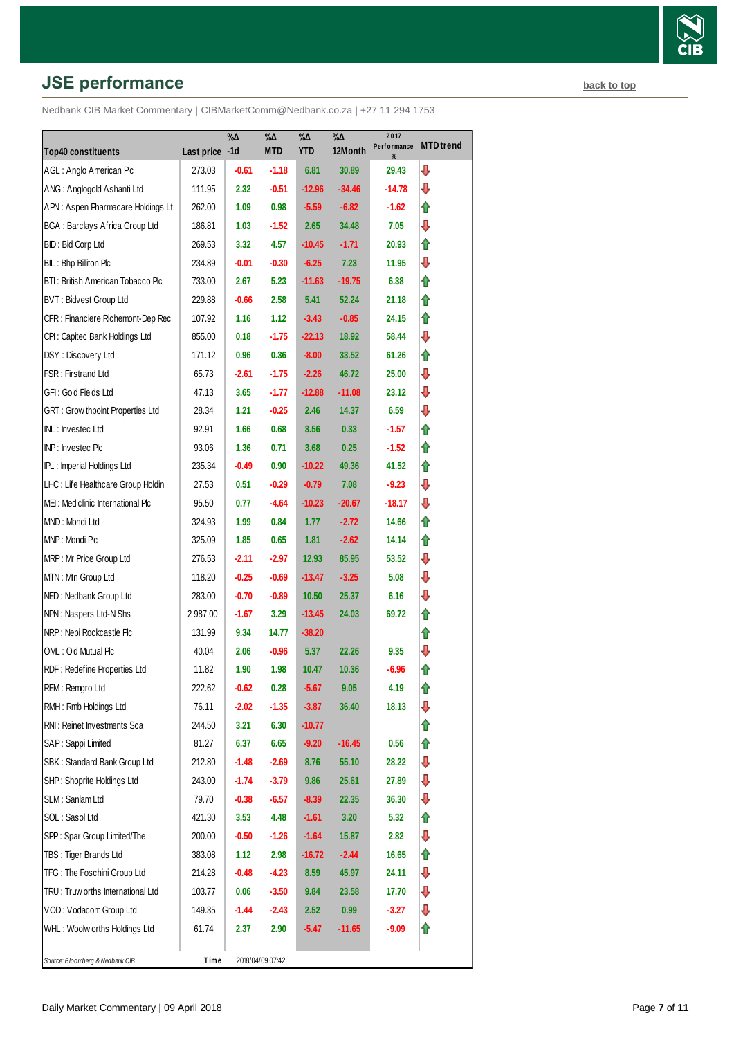## JSE performance

back to top

Nedbank CIB Market Commentary | CIBMarketComm@Nedbank.co.za | +27 11 294 1753

| Top40 constituents | Last price | %Δ -1d | %Δ MTD | %Δ YTD | %Δ 12Month | 2017 Performance % | MTD trend |
|---|---|---|---|---|---|---|---|
| AGL : Anglo American Plc | 273.03 | -0.61 | -1.18 | 6.81 | 30.89 | 29.43 | ⇩ |
| ANG : Anglogold Ashanti Ltd | 111.95 | 2.32 | -0.51 | -12.96 | -34.46 | -14.78 | ⇩ |
| APN : Aspen Pharmacare Holdings Lt | 262.00 | 1.09 | 0.98 | -5.59 | -6.82 | -1.62 | ⇧ |
| BGA : Barclays Africa Group Ltd | 186.81 | 1.03 | -1.52 | 2.65 | 34.48 | 7.05 | ⇩ |
| BID : Bid Corp Ltd | 269.53 | 3.32 | 4.57 | -10.45 | -1.71 | 20.93 | ⇧ |
| BIL : Bhp Billiton Plc | 234.89 | -0.01 | -0.30 | -6.25 | 7.23 | 11.95 | ⇩ |
| BTI : British American Tobacco Plc | 733.00 | 2.67 | 5.23 | -11.63 | -19.75 | 6.38 | ⇧ |
| BVT : Bidvest Group Ltd | 229.88 | -0.66 | 2.58 | 5.41 | 52.24 | 21.18 | ⇧ |
| CFR : Financiere Richemont-Dep Rec | 107.92 | 1.16 | 1.12 | -3.43 | -0.85 | 24.15 | ⇧ |
| CPI : Capitec Bank Holdings Ltd | 855.00 | 0.18 | -1.75 | -22.13 | 18.92 | 58.44 | ⇩ |
| DSY : Discovery Ltd | 171.12 | 0.96 | 0.36 | -8.00 | 33.52 | 61.26 | ⇧ |
| FSR : Firstrand Ltd | 65.73 | -2.61 | -1.75 | -2.26 | 46.72 | 25.00 | ⇩ |
| GFI : Gold Fields Ltd | 47.13 | 3.65 | -1.77 | -12.88 | -11.08 | 23.12 | ⇩ |
| GRT : Growthpoint Properties Ltd | 28.34 | 1.21 | -0.25 | 2.46 | 14.37 | 6.59 | ⇩ |
| INL : Investec Ltd | 92.91 | 1.66 | 0.68 | 3.56 | 0.33 | -1.57 | ⇧ |
| INP : Investec Plc | 93.06 | 1.36 | 0.71 | 3.68 | 0.25 | -1.52 | ⇧ |
| IPL : Imperial Holdings Ltd | 235.34 | -0.49 | 0.90 | -10.22 | 49.36 | 41.52 | ⇧ |
| LHC : Life Healthcare Group Holdin | 27.53 | 0.51 | -0.29 | -0.79 | 7.08 | -9.23 | ⇩ |
| MEI : Mediclinic International Plc | 95.50 | 0.77 | -4.64 | -10.23 | -20.67 | -18.17 | ⇩ |
| MND : Mondi Ltd | 324.93 | 1.99 | 0.84 | 1.77 | -2.72 | 14.66 | ⇧ |
| MNP : Mondi Plc | 325.09 | 1.85 | 0.65 | 1.81 | -2.62 | 14.14 | ⇧ |
| MRP : Mr Price Group Ltd | 276.53 | -2.11 | -2.97 | 12.93 | 85.95 | 53.52 | ⇩ |
| MTN : Mtn Group Ltd | 118.20 | -0.25 | -0.69 | -13.47 | -3.25 | 5.08 | ⇩ |
| NED : Nedbank Group Ltd | 283.00 | -0.70 | -0.89 | 10.50 | 25.37 | 6.16 | ⇩ |
| NPN : Naspers Ltd-N Shs | 2 987.00 | -1.67 | 3.29 | -13.45 | 24.03 | 69.72 | ⇧ |
| NRP : Nepi Rockcastle Plc | 131.99 | 9.34 | 14.77 | -38.20 | | | ⇧ |
| OML : Old Mutual Plc | 40.04 | 2.06 | -0.96 | 5.37 | 22.26 | 9.35 | ⇩ |
| RDF : Redefine Properties Ltd | 11.82 | 1.90 | 1.98 | 10.47 | 10.36 | -6.96 | ⇧ |
| REM : Remgro Ltd | 222.62 | -0.62 | 0.28 | -5.67 | 9.05 | 4.19 | ⇧ |
| RMH : Rmb Holdings Ltd | 76.11 | -2.02 | -1.35 | -3.87 | 36.40 | 18.13 | ⇩ |
| RNI : Reinet Investments Sca | 244.50 | 3.21 | 6.30 | -10.77 | | | ⇧ |
| SAP : Sappi Limited | 81.27 | 6.37 | 6.65 | -9.20 | -16.45 | 0.56 | ⇧ |
| SBK : Standard Bank Group Ltd | 212.80 | -1.48 | -2.69 | 8.76 | 55.10 | 28.22 | ⇩ |
| SHP : Shoprite Holdings Ltd | 243.00 | -1.74 | -3.79 | 9.86 | 25.61 | 27.89 | ⇩ |
| SLM : Sanlam Ltd | 79.70 | -0.38 | -6.57 | -8.39 | 22.35 | 36.30 | ⇩ |
| SOL : Sasol Ltd | 421.30 | 3.53 | 4.48 | -1.61 | 3.20 | 5.32 | ⇧ |
| SPP : Spar Group Limited/The | 200.00 | -0.50 | -1.26 | -1.64 | 15.87 | 2.82 | ⇩ |
| TBS : Tiger Brands Ltd | 383.08 | 1.12 | 2.98 | -16.72 | -2.44 | 16.65 | ⇧ |
| TFG : The Foschini Group Ltd | 214.28 | -0.48 | -4.23 | 8.59 | 45.97 | 24.11 | ⇩ |
| TRU : Truworths International Ltd | 103.77 | 0.06 | -3.50 | 9.84 | 23.58 | 17.70 | ⇩ |
| VOD : Vodacom Group Ltd | 149.35 | -1.44 | -2.43 | 2.52 | 0.99 | -3.27 | ⇩ |
| WHL : Woolworths Holdings Ltd | 61.74 | 2.37 | 2.90 | -5.47 | -11.65 | -9.09 | ⇧ |

*Source: Bloomberg & Nedbank CIB* Time 2018/04/09 07:42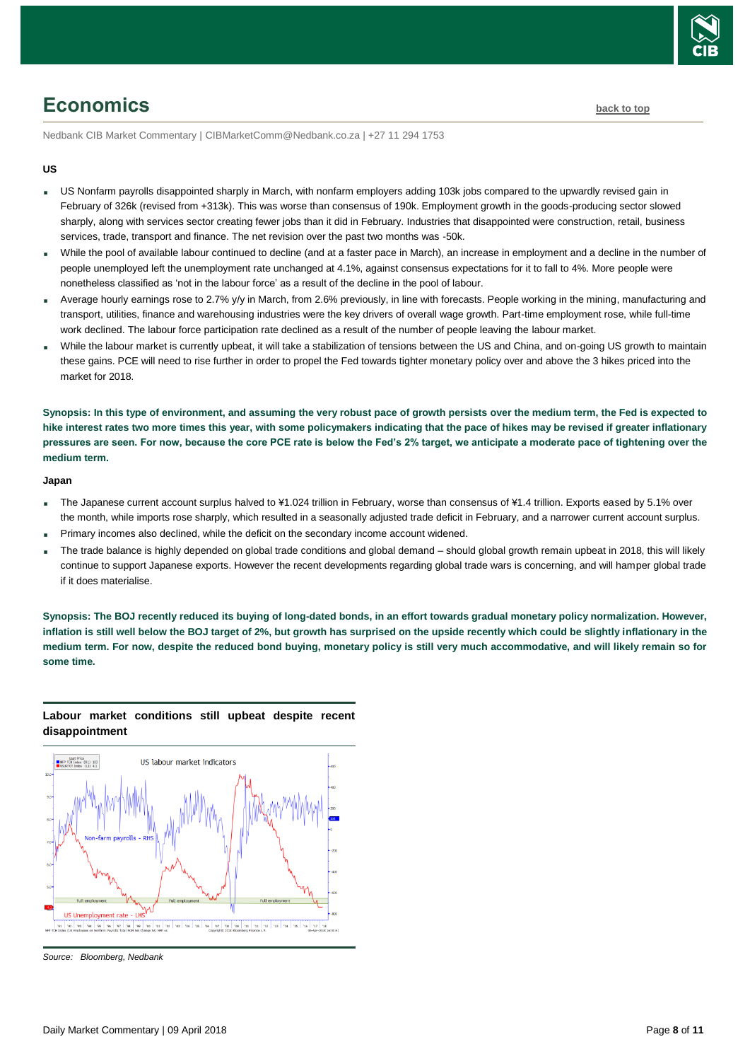## Economics

back to top

Nedbank CIB Market Commentary | CIBMarketComm@Nedbank.co.za | +27 11 294 1753

**US**

- US Nonfarm payrolls disappointed sharply in March, with nonfarm employers adding 103k jobs compared to the upwardly revised gain in February of 326k (revised from +313k). This was worse than consensus of 190k. Employment growth in the goods-producing sector slowed sharply, along with services sector creating fewer jobs than it did in February. Industries that disappointed were construction, retail, business services, trade, transport and finance. The net revision over the past two months was -50k.
- While the pool of available labour continued to decline (and at a faster pace in March), an increase in employment and a decline in the number of people unemployed left the unemployment rate unchanged at 4.1%, against consensus expectations for it to fall to 4%. More people were nonetheless classified as 'not in the labour force' as a result of the decline in the pool of labour.
- Average hourly earnings rose to 2.7% y/y in March, from 2.6% previously, in line with forecasts. People working in the mining, manufacturing and transport, utilities, finance and warehousing industries were the key drivers of overall wage growth. Part-time employment rose, while full-time work declined. The labour force participation rate declined as a result of the number of people leaving the labour market.
- While the labour market is currently upbeat, it will take a stabilization of tensions between the US and China, and on-going US growth to maintain these gains. PCE will need to rise further in order to propel the Fed towards tighter monetary policy over and above the 3 hikes priced into the market for 2018.

**Synopsis: In this type of environment, and assuming the very robust pace of growth persists over the medium term, the Fed is expected to hike interest rates two more times this year, with some policymakers indicating that the pace of hikes may be revised if greater inflationary pressures are seen. For now, because the core PCE rate is below the Fed's 2% target, we anticipate a moderate pace of tightening over the medium term.**

**Japan**

- The Japanese current account surplus halved to ¥1.024 trillion in February, worse than consensus of ¥1.4 trillion. Exports eased by 5.1% over the month, while imports rose sharply, which resulted in a seasonally adjusted trade deficit in February, and a narrower current account surplus.
- Primary incomes also declined, while the deficit on the secondary income account widened.
- The trade balance is highly depended on global trade conditions and global demand – should global growth remain upbeat in 2018, this will likely continue to support Japanese exports. However the recent developments regarding global trade wars is concerning, and will hamper global trade if it does materialise.

**Synopsis: The BOJ recently reduced its buying of long-dated bonds, in an effort towards gradual monetary policy normalization. However, inflation is still well below the BOJ target of 2%, but growth has surprised on the upside recently which could be slightly inflationary in the medium term. For now, despite the reduced bond buying, monetary policy is still very much accommodative, and will likely remain so for some time.**

**Labour market conditions still upbeat despite recent disappointment**

*Source: Bloomberg, Nedbank*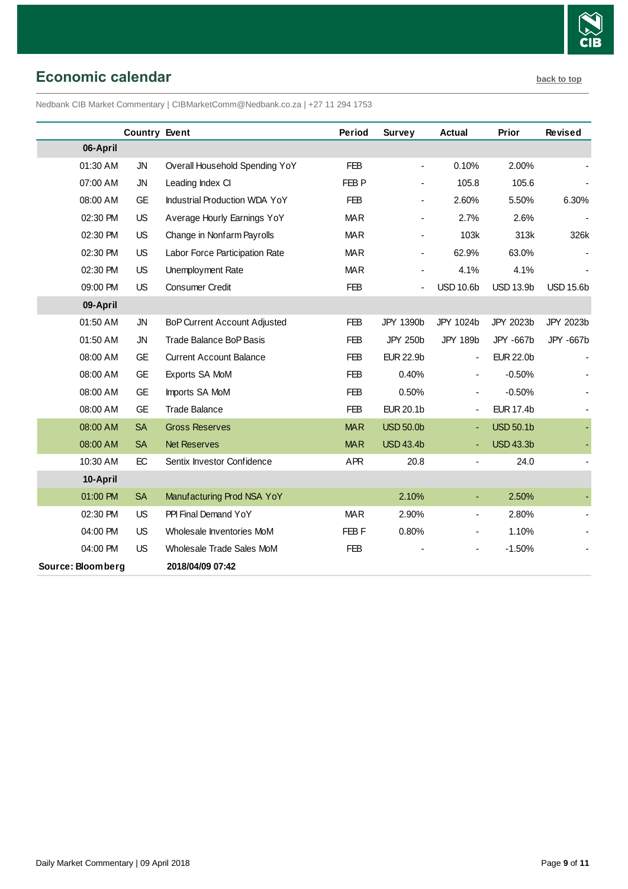## Economic calendar

back to top

Nedbank CIB Market Commentary | CIBMarketComm@Nedbank.co.za | +27 11 294 1753

| | Country | Event | Period | Survey | Actual | Prior | Revised |
|---|---|---|---|---|---|---|---|
| **06-April** | | | | | | | |
| 01:30 AM | JN | Overall Household Spending YoY | FEB | - | 0.10% | 2.00% | - |
| 07:00 AM | JN | Leading Index CI | FEB P | - | 105.8 | 105.6 | - |
| 08:00 AM | GE | Industrial Production WDA YoY | FEB | - | 2.60% | 5.50% | 6.30% |
| 02:30 PM | US | Average Hourly Earnings YoY | MAR | - | 2.7% | 2.6% | - |
| 02:30 PM | US | Change in Nonfarm Payrolls | MAR | - | 103k | 313k | 326k |
| 02:30 PM | US | Labor Force Participation Rate | MAR | - | 62.9% | 63.0% | - |
| 02:30 PM | US | Unemployment Rate | MAR | - | 4.1% | 4.1% | - |
| 09:00 PM | US | Consumer Credit | FEB | - | USD 10.6b | USD 13.9b | USD 15.6b |
| **09-April** | | | | | | | |
| 01:50 AM | JN | BoP Current Account Adjusted | FEB | JPY 1390b | JPY 1024b | JPY 2023b | JPY 2023b |
| 01:50 AM | JN | Trade Balance BoP Basis | FEB | JPY 250b | JPY 189b | JPY -667b | JPY -667b |
| 08:00 AM | GE | Current Account Balance | FEB | EUR 22.9b | - | EUR 22.0b | - |
| 08:00 AM | GE | Exports SA MoM | FEB | 0.40% | - | -0.50% | - |
| 08:00 AM | GE | Imports SA MoM | FEB | 0.50% | - | -0.50% | - |
| 08:00 AM | GE | Trade Balance | FEB | EUR 20.1b | - | EUR 17.4b | - |
| 08:00 AM | SA | Gross Reserves | MAR | USD 50.0b | - | USD 50.1b | - |
| 08:00 AM | SA | Net Reserves | MAR | USD 43.4b | - | USD 43.3b | - |
| 10:30 AM | EC | Sentix Investor Confidence | APR | 20.8 | - | 24.0 | - |
| **10-April** | | | | | | | |
| 01:00 PM | SA | Manufacturing Prod NSA YoY | | 2.10% | - | 2.50% | - |
| 02:30 PM | US | PPI Final Demand YoY | MAR | 2.90% | - | 2.80% | - |
| 04:00 PM | US | Wholesale Inventories MoM | FEB F | 0.80% | - | 1.10% | - |
| 04:00 PM | US | Wholesale Trade Sales MoM | FEB | - | - | -1.50% | - |

**Source: Bloomberg** **2018/04/09 07:42**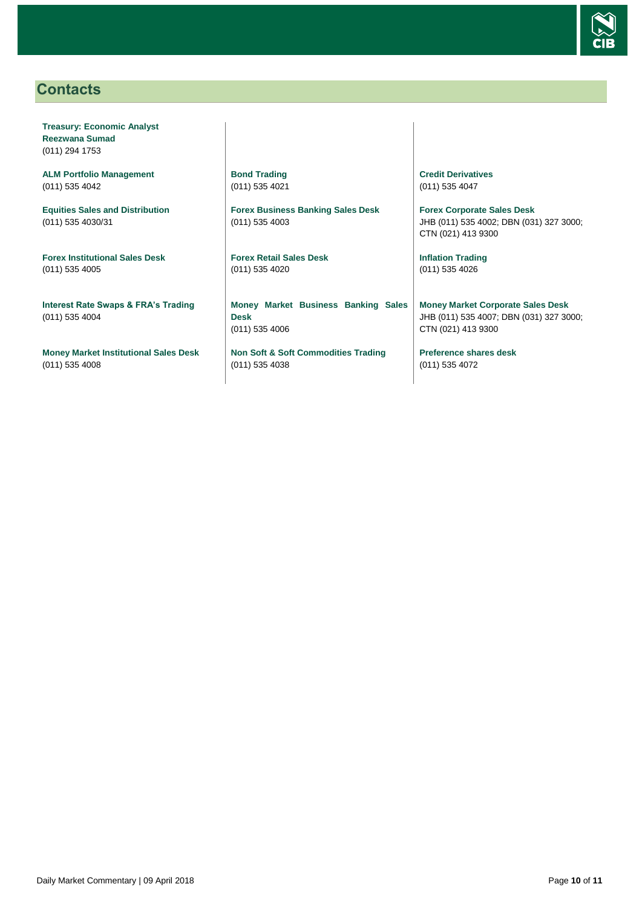## Contacts

**Treasury: Economic Analyst**
**Reezwana Sumad**
(011) 294 1753

**ALM Portfolio Management**
(011) 535 4042

**Equities Sales and Distribution**
(011) 535 4030/31

**Forex Institutional Sales Desk**
(011) 535 4005

**Interest Rate Swaps & FRA's Trading**
(011) 535 4004

**Money Market Institutional Sales Desk**
(011) 535 4008

**Bond Trading**
(011) 535 4021

**Forex Business Banking Sales Desk**
(011) 535 4003

**Forex Retail Sales Desk**
(011) 535 4020

**Money Market Business Banking Sales Desk**
(011) 535 4006

**Non Soft & Soft Commodities Trading**
(011) 535 4038

**Credit Derivatives**
(011) 535 4047

**Forex Corporate Sales Desk**
JHB (011) 535 4002; DBN (031) 327 3000; CTN (021) 413 9300

**Inflation Trading**
(011) 535 4026

**Money Market Corporate Sales Desk**
JHB (011) 535 4007; DBN (031) 327 3000; CTN (021) 413 9300

**Preference shares desk**
(011) 535 4072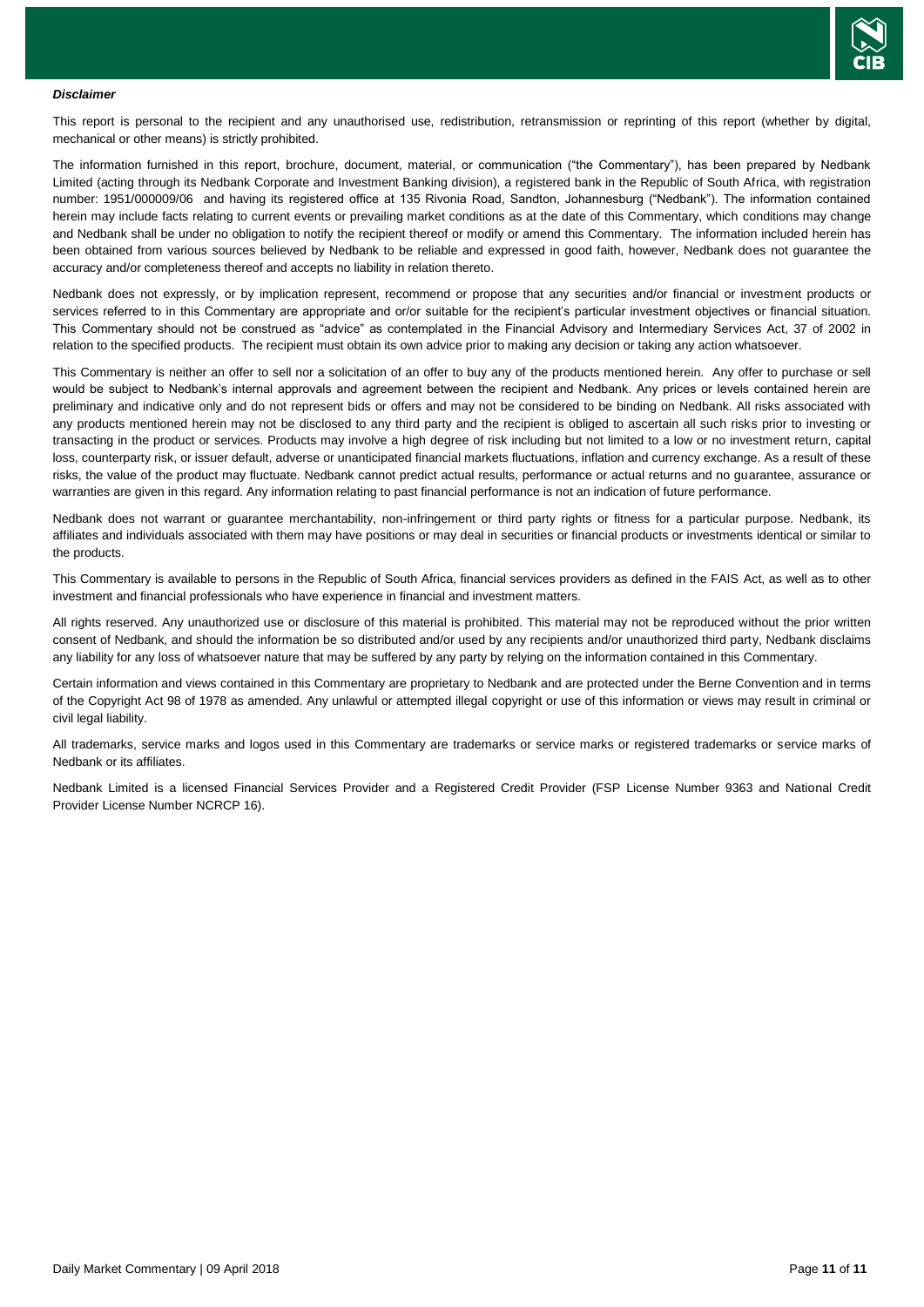***Disclaimer***

This report is personal to the recipient and any unauthorised use, redistribution, retransmission or reprinting of this report (whether by digital, mechanical or other means) is strictly prohibited.

The information furnished in this report, brochure, document, material, or communication ("the Commentary"), has been prepared by Nedbank Limited (acting through its Nedbank Corporate and Investment Banking division), a registered bank in the Republic of South Africa, with registration number: 1951/000009/06 and having its registered office at 135 Rivonia Road, Sandton, Johannesburg ("Nedbank"). The information contained herein may include facts relating to current events or prevailing market conditions as at the date of this Commentary, which conditions may change and Nedbank shall be under no obligation to notify the recipient thereof or modify or amend this Commentary. The information included herein has been obtained from various sources believed by Nedbank to be reliable and expressed in good faith, however, Nedbank does not guarantee the accuracy and/or completeness thereof and accepts no liability in relation thereto.

Nedbank does not expressly, or by implication represent, recommend or propose that any securities and/or financial or investment products or services referred to in this Commentary are appropriate and or/or suitable for the recipient's particular investment objectives or financial situation. This Commentary should not be construed as "advice" as contemplated in the Financial Advisory and Intermediary Services Act, 37 of 2002 in relation to the specified products. The recipient must obtain its own advice prior to making any decision or taking any action whatsoever.

This Commentary is neither an offer to sell nor a solicitation of an offer to buy any of the products mentioned herein. Any offer to purchase or sell would be subject to Nedbank's internal approvals and agreement between the recipient and Nedbank. Any prices or levels contained herein are preliminary and indicative only and do not represent bids or offers and may not be considered to be binding on Nedbank. All risks associated with any products mentioned herein may not be disclosed to any third party and the recipient is obliged to ascertain all such risks prior to investing or transacting in the product or services. Products may involve a high degree of risk including but not limited to a low or no investment return, capital loss, counterparty risk, or issuer default, adverse or unanticipated financial markets fluctuations, inflation and currency exchange. As a result of these risks, the value of the product may fluctuate. Nedbank cannot predict actual results, performance or actual returns and no guarantee, assurance or warranties are given in this regard. Any information relating to past financial performance is not an indication of future performance.

Nedbank does not warrant or guarantee merchantability, non-infringement or third party rights or fitness for a particular purpose. Nedbank, its affiliates and individuals associated with them may have positions or may deal in securities or financial products or investments identical or similar to the products.

This Commentary is available to persons in the Republic of South Africa, financial services providers as defined in the FAIS Act, as well as to other investment and financial professionals who have experience in financial and investment matters.

All rights reserved. Any unauthorized use or disclosure of this material is prohibited. This material may not be reproduced without the prior written consent of Nedbank, and should the information be so distributed and/or used by any recipients and/or unauthorized third party, Nedbank disclaims any liability for any loss of whatsoever nature that may be suffered by any party by relying on the information contained in this Commentary.

Certain information and views contained in this Commentary are proprietary to Nedbank and are protected under the Berne Convention and in terms of the Copyright Act 98 of 1978 as amended. Any unlawful or attempted illegal copyright or use of this information or views may result in criminal or civil legal liability.

All trademarks, service marks and logos used in this Commentary are trademarks or service marks or registered trademarks or service marks of Nedbank or its affiliates.

Nedbank Limited is a licensed Financial Services Provider and a Registered Credit Provider (FSP License Number 9363 and National Credit Provider License Number NCRCP 16).